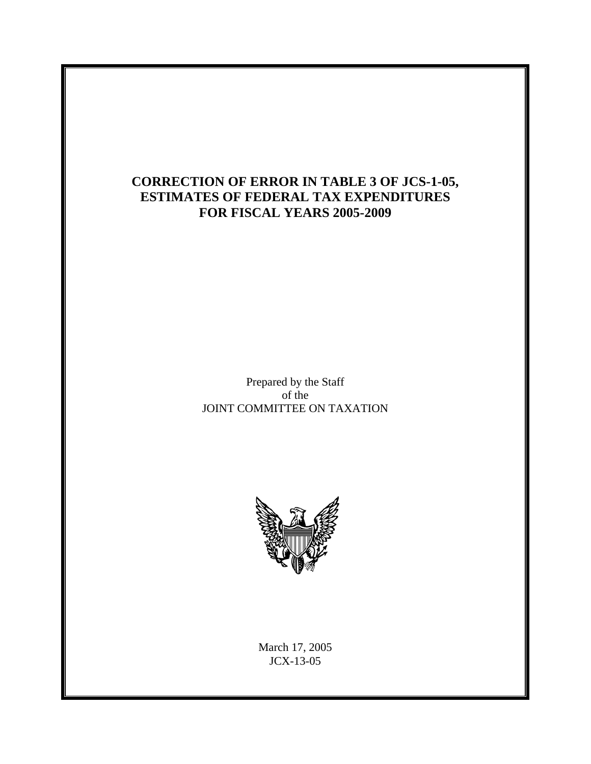# CORRECTION OF ERROR IN TABLE 3 OF JCS-1-05, ESTIMATES OF FEDERAL TAX EXPENDITURES FOR FISCAL YEARS 2005-2009

Prepared by the Staff
of the
JOINT COMMITTEE ON TAXATION

March 17, 2005
JCX-13-05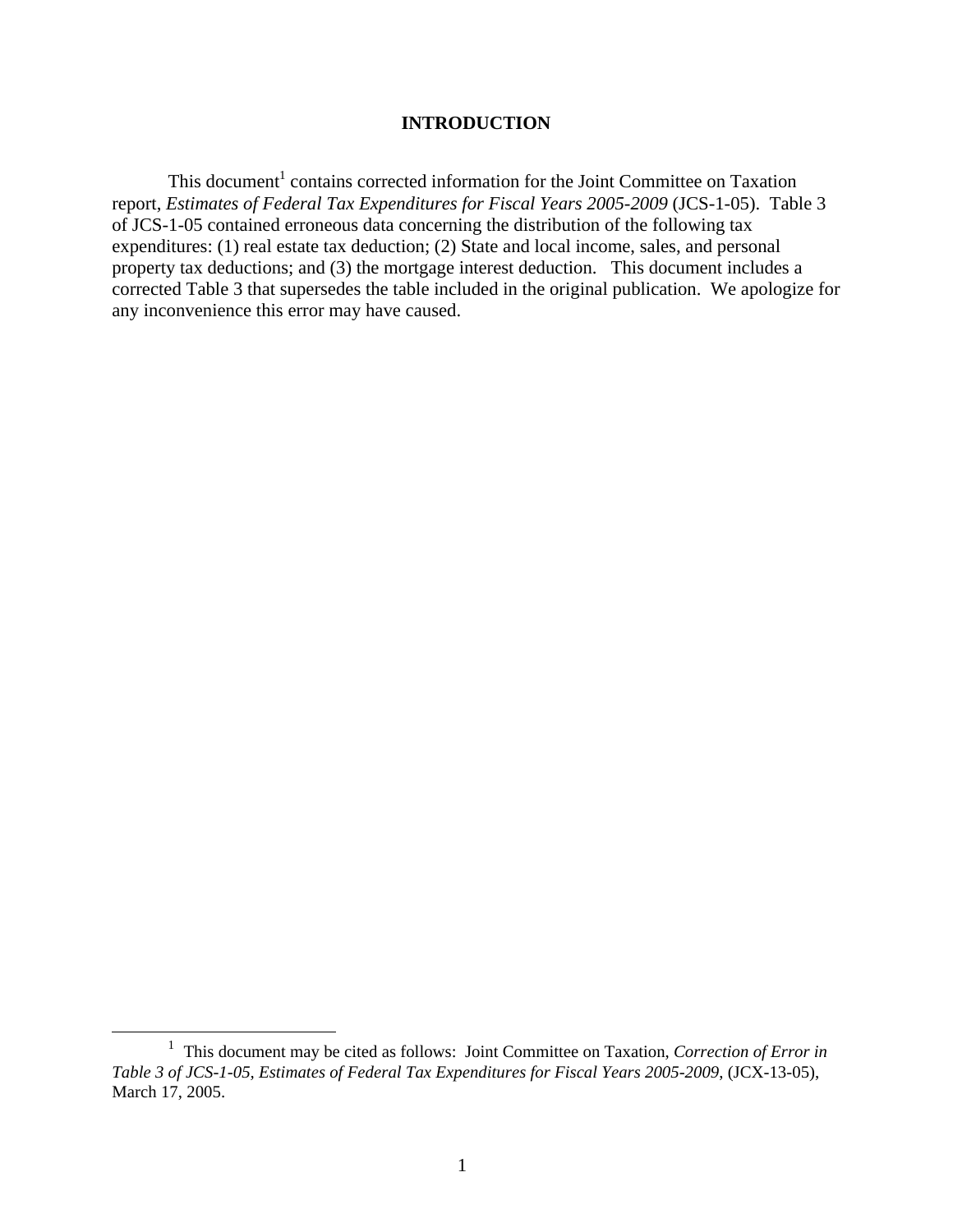# INTRODUCTION

This document[1] contains corrected information for the Joint Committee on Taxation report, *Estimates of Federal Tax Expenditures for Fiscal Years 2005-2009* (JCS-1-05). Table 3 of JCS-1-05 contained erroneous data concerning the distribution of the following tax expenditures: (1) real estate tax deduction; (2) State and local income, sales, and personal property tax deductions; and (3) the mortgage interest deduction. This document includes a corrected Table 3 that supersedes the table included in the original publication. We apologize for any inconvenience this error may have caused.

---

[1] This document may be cited as follows: Joint Committee on Taxation, *Correction of Error in Table 3 of JCS-1-05, Estimates of Federal Tax Expenditures for Fiscal Years 2005-2009,* (JCX-13-05), March 17, 2005.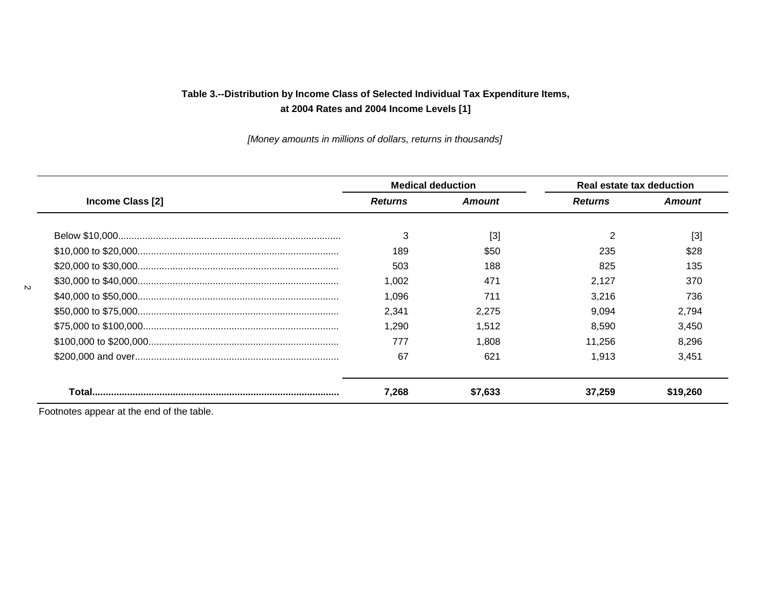**Table 3.--Distribution by Income Class of Selected Individual Tax Expenditure Items, at 2004 Rates and 2004 Income Levels [1]**

*[Money amounts in millions of dollars, returns in thousands]*

| Income Class [2] | Medical deduction | | Real estate tax deduction | |
|---|---|---|---|---|
| | ***Returns*** | ***Amount*** | ***Returns*** | ***Amount*** |
| Below $10,000 | 3 | [3] | 2 | [3] |
| $10,000 to $20,000 | 189 | $50 | 235 | $28 |
| $20,000 to $30,000 | 503 | 188 | 825 | 135 |
| $30,000 to $40,000 | 1,002 | 471 | 2,127 | 370 |
| $40,000 to $50,000 | 1,096 | 711 | 3,216 | 736 |
| $50,000 to $75,000 | 2,341 | 2,275 | 9,094 | 2,794 |
| $75,000 to $100,000 | 1,290 | 1,512 | 8,590 | 3,450 |
| $100,000 to $200,000 | 777 | 1,808 | 11,256 | 8,296 |
| $200,000 and over | 67 | 621 | 1,913 | 3,451 |
| **Total** | **7,268** | **$7,633** | **37,259** | **$19,260** |

Footnotes appear at the end of the table.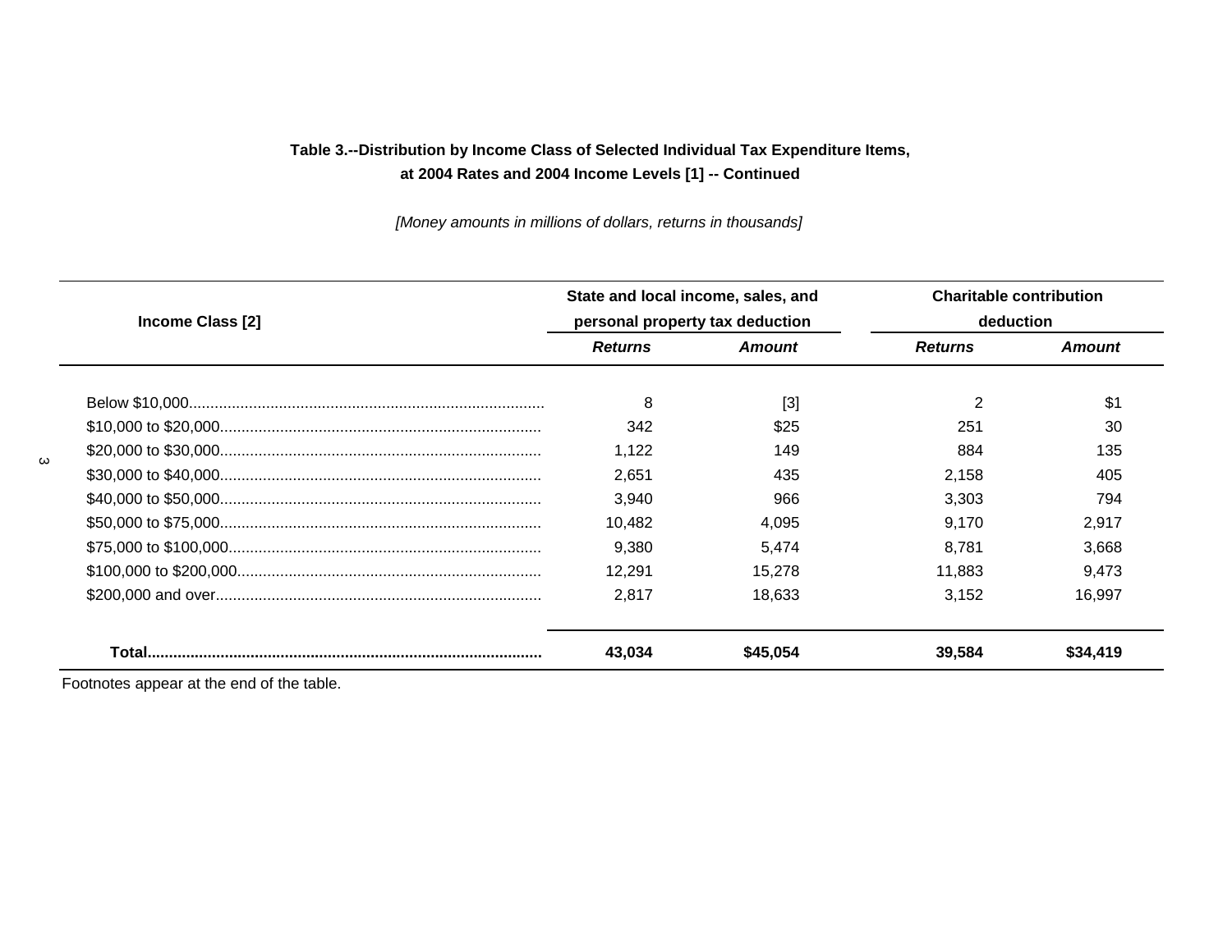**Table 3.--Distribution by Income Class of Selected Individual Tax Expenditure Items, at 2004 Rates and 2004 Income Levels [1] -- Continued**

*[Money amounts in millions of dollars, returns in thousands]*

| Income Class [2] | State and local income, sales, and personal property tax deduction | | Charitable contribution deduction | |
|---|---|---|---|---|
| | ***Returns*** | ***Amount*** | ***Returns*** | ***Amount*** |
| Below $10,000 | 8 | [3] | 2 | $1 |
| $10,000 to $20,000 | 342 | $25 | 251 | 30 |
| $20,000 to $30,000 | 1,122 | 149 | 884 | 135 |
| $30,000 to $40,000 | 2,651 | 435 | 2,158 | 405 |
| $40,000 to $50,000 | 3,940 | 966 | 3,303 | 794 |
| $50,000 to $75,000 | 10,482 | 4,095 | 9,170 | 2,917 |
| $75,000 to $100,000 | 9,380 | 5,474 | 8,781 | 3,668 |
| $100,000 to $200,000 | 12,291 | 15,278 | 11,883 | 9,473 |
| $200,000 and over | 2,817 | 18,633 | 3,152 | 16,997 |
| **Total** | **43,034** | **$45,054** | **39,584** | **$34,419** |

Footnotes appear at the end of the table.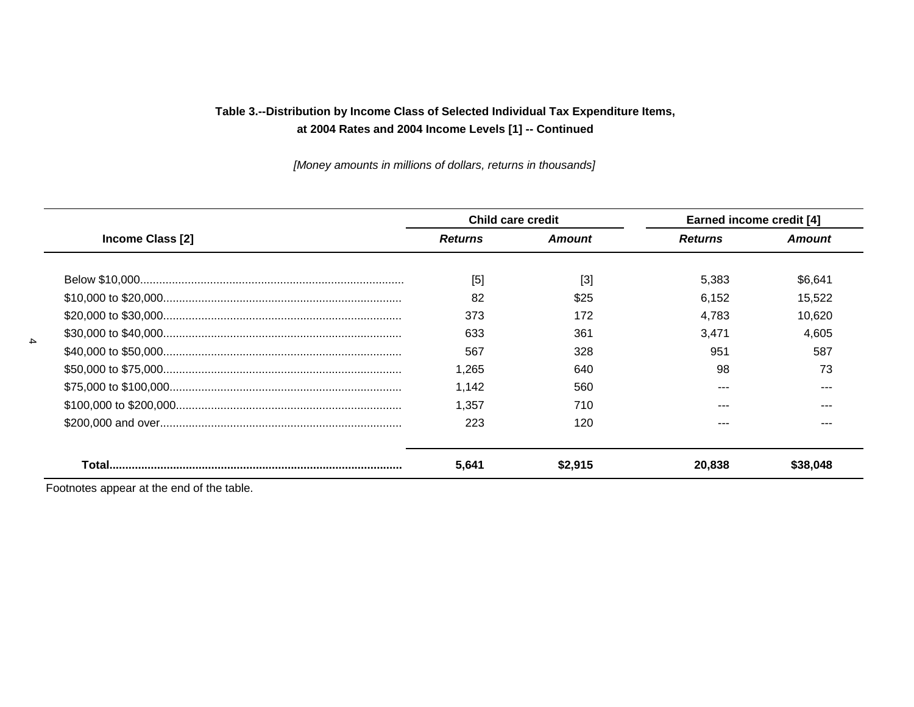**Table 3.--Distribution by Income Class of Selected Individual Tax Expenditure Items, at 2004 Rates and 2004 Income Levels [1] -- Continued**

*[Money amounts in millions of dollars, returns in thousands]*

| Income Class [2] | Child care credit | | Earned income credit [4] | |
|---|---|---|---|---|
| | *Returns* | *Amount* | *Returns* | *Amount* |
| Below $10,000 | [5] | [3] | 5,383 | $6,641 |
| $10,000 to $20,000 | 82 | $25 | 6,152 | 15,522 |
| $20,000 to $30,000 | 373 | 172 | 4,783 | 10,620 |
| $30,000 to $40,000 | 633 | 361 | 3,471 | 4,605 |
| $40,000 to $50,000 | 567 | 328 | 951 | 587 |
| $50,000 to $75,000 | 1,265 | 640 | 98 | 73 |
| $75,000 to $100,000 | 1,142 | 560 | --- | --- |
| $100,000 to $200,000 | 1,357 | 710 | --- | --- |
| $200,000 and over | 223 | 120 | --- | --- |
| **Total** | **5,641** | **$2,915** | **20,838** | **$38,048** |

Footnotes appear at the end of the table.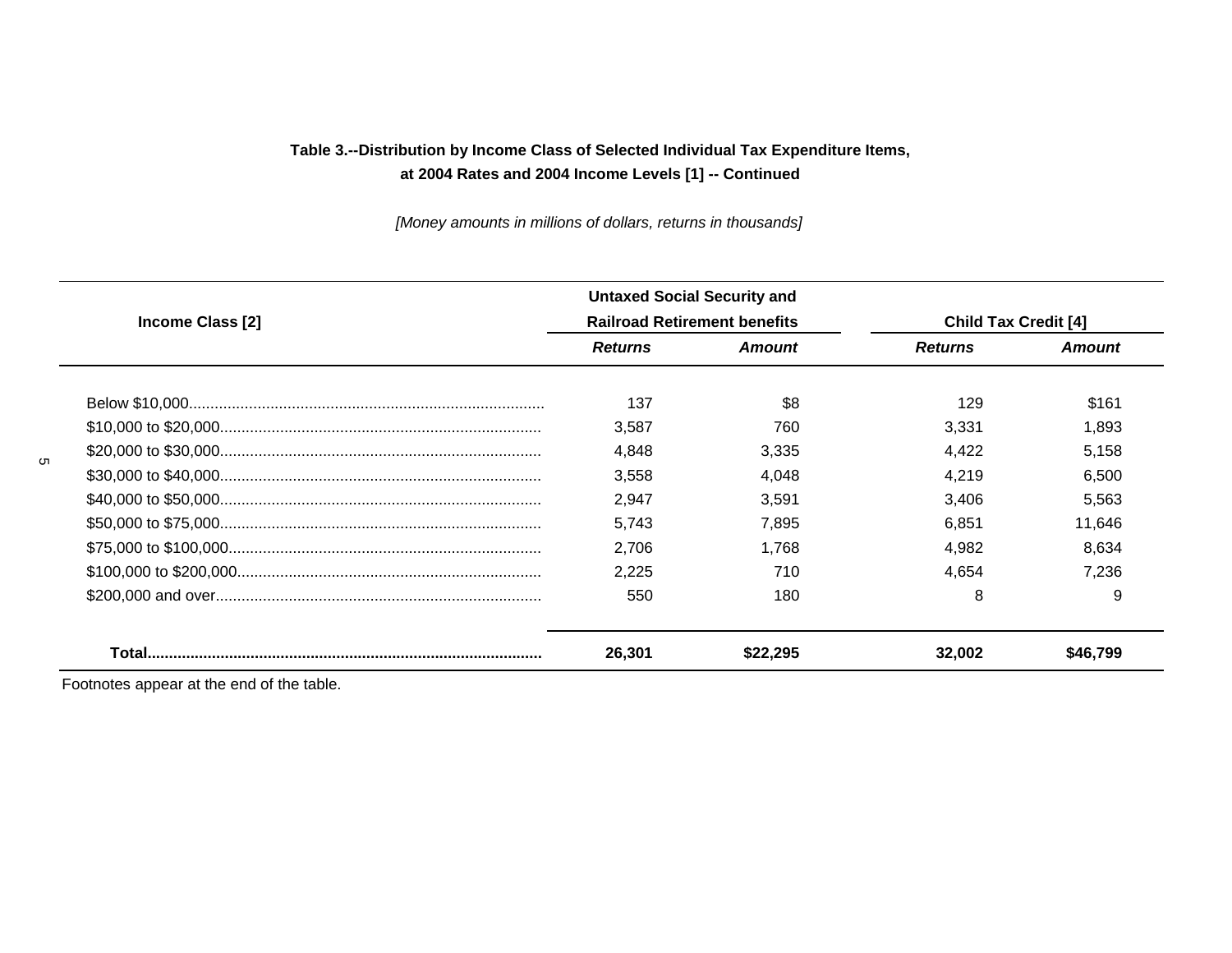**Table 3.--Distribution by Income Class of Selected Individual Tax Expenditure Items, at 2004 Rates and 2004 Income Levels [1] -- Continued**

*[Money amounts in millions of dollars, returns in thousands]*

| Income Class [2] | Untaxed Social Security and Railroad Retirement benefits | | Child Tax Credit [4] | |
|---|---|---|---|---|
| | ***Returns*** | ***Amount*** | ***Returns*** | ***Amount*** |
| Below $10,000 | 137 | $8 | 129 | $161 |
| $10,000 to $20,000 | 3,587 | 760 | 3,331 | 1,893 |
| $20,000 to $30,000 | 4,848 | 3,335 | 4,422 | 5,158 |
| $30,000 to $40,000 | 3,558 | 4,048 | 4,219 | 6,500 |
| $40,000 to $50,000 | 2,947 | 3,591 | 3,406 | 5,563 |
| $50,000 to $75,000 | 5,743 | 7,895 | 6,851 | 11,646 |
| $75,000 to $100,000 | 2,706 | 1,768 | 4,982 | 8,634 |
| $100,000 to $200,000 | 2,225 | 710 | 4,654 | 7,236 |
| $200,000 and over | 550 | 180 | 8 | 9 |
| **Total** | **26,301** | **$22,295** | **32,002** | **$46,799** |

Footnotes appear at the end of the table.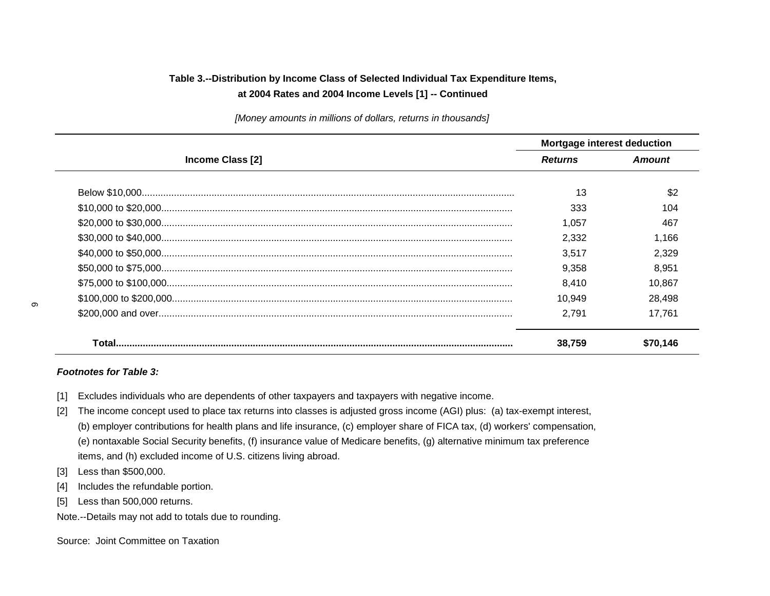**Table 3.--Distribution by Income Class of Selected Individual Tax Expenditure Items, at 2004 Rates and 2004 Income Levels [1] -- Continued**

*[Money amounts in millions of dollars, returns in thousands]*

| Income Class [2] | Mortgage interest deduction | |
|---|---|---|
| | ***Returns*** | ***Amount*** |
| Below $10,000 | 13 | $2 |
| $10,000 to $20,000 | 333 | 104 |
| $20,000 to $30,000 | 1,057 | 467 |
| $30,000 to $40,000 | 2,332 | 1,166 |
| $40,000 to $50,000 | 3,517 | 2,329 |
| $50,000 to $75,000 | 9,358 | 8,951 |
| $75,000 to $100,000 | 8,410 | 10,867 |
| $100,000 to $200,000 | 10,949 | 28,498 |
| $200,000 and over | 2,791 | 17,761 |
| **Total** | **38,759** | **$70,146** |

***Footnotes for Table 3:***

[1] Excludes individuals who are dependents of other taxpayers and taxpayers with negative income.

[2] The income concept used to place tax returns into classes is adjusted gross income (AGI) plus: (a) tax-exempt interest, (b) employer contributions for health plans and life insurance, (c) employer share of FICA tax, (d) workers' compensation, (e) nontaxable Social Security benefits, (f) insurance value of Medicare benefits, (g) alternative minimum tax preference items, and (h) excluded income of U.S. citizens living abroad.

[3] Less than $500,000.

[4] Includes the refundable portion.

[5] Less than 500,000 returns.

Note.--Details may not add to totals due to rounding.

Source: Joint Committee on Taxation